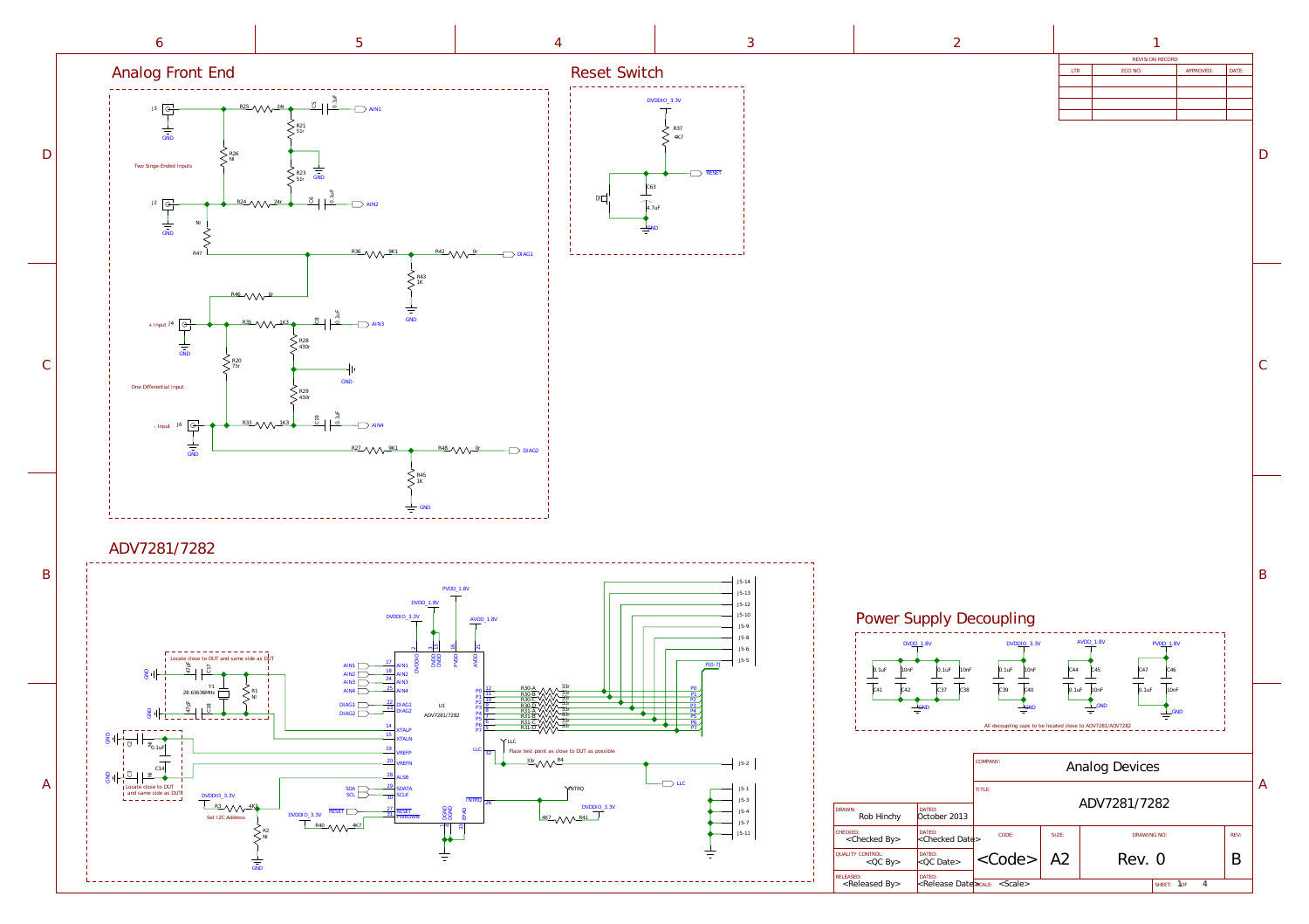## Analog Front End

Two Singe-Ended Inputs

J3, R25 24r, C5 0.1uF, AIN1
R21 51r, R23 51r, R26 NI, GND
J2, R24 24r, C6 0.1uF, AIN2
R47 NI
R36 9K1, R42 0r, DIAG1
R43 1K, GND
R46 0r

One Differential Input

+ Input J4, R35 1K3, C8 0.1uF, AIN3
R28 430r, R29 430r, R20 75r, GND
- Input J6, R33 1K3, C9 0.1uF, AIN4
R27 9K1, R48 0r, DIAG2
R45 1K, GND

## Reset Switch

DVDDIO_3.3V
R37 4K7
RESET
C63 4.7uF
S1
GND

## ADV7281/7282

U1 ADV7281/7282

DVDDIO_3.3V, DVDD_1.8V, PVDD_1.8V, AVDD_1.8V

Locate close to DUT and same side as DUT

Y1 28.63636MHz, C17 47pF, C18 47pF, R1 NI

Locate close to DUT and same side as DUT

C7, C14 0.1uF

AIN1, AIN2, AIN3, AIN4, DIAG1, DIAG2, XTALP, XTALN, VREFP, VREFN, ALSB, SDATA, SCLK, RESET, PWRDWN

R3 4K7, Set I2C Address, R2 NI

R40 4K7

R30-A, R30-B, R30-C, R30-D, R31-A, R31-B, R31-C, R31-D 33r

P0, P1, P2, P3, P4, P5, P6, P7, P[0:7]

J5-14, J5-13, J5-12, J5-10, J5-9, J5-8, J5-6, J5-5

LLC

Place test point as close to DUT as possible

R4 33r, J5-2, LLC

INTRQ, R41 4K7, DVDDIO_3.3V

J5-1, J5-3, J5-4, J5-7, J5-11

## Power Supply Decoupling

DVDD_1.8V: C41 0.1uF, C42 10nF, C37 0.1uF, C38 10nF
DVDDIO_3.3V: C39 0.1uF, C40 10nF
AVDD_1.8V: C44 0.1uF, C45 10nF
PVDD_1.8V: C47 0.1uF, C46 10nF

All decoupling caps to be located close to ADV7281/ADV7282

| REVISION RECORD | | | |
|---|---|---|---|
| LTR | ECO NO: | APPROVED: | DATE: |

| | | | | |
|---|---|---|---|---|
| COMPANY: Analog Devices | | | | |
| TITLE: ADV7281/7282 | | | | |
| DRAWN: Rob Hinchy | DATED: October 2013 | | | |
| CHECKED: <Checked By> | DATED: <Checked Date> | CODE: <Code> | SIZE: A2 | DRAWING NO: Rev. 0 | REV: B |
| QUALITY CONTROL: <QC By> | DATED: <QC Date> | | | |
| RELEASED: <Released By> | DATED: <Release Date> | SCALE: <Scale> | SHEET: 1 OF 4 | |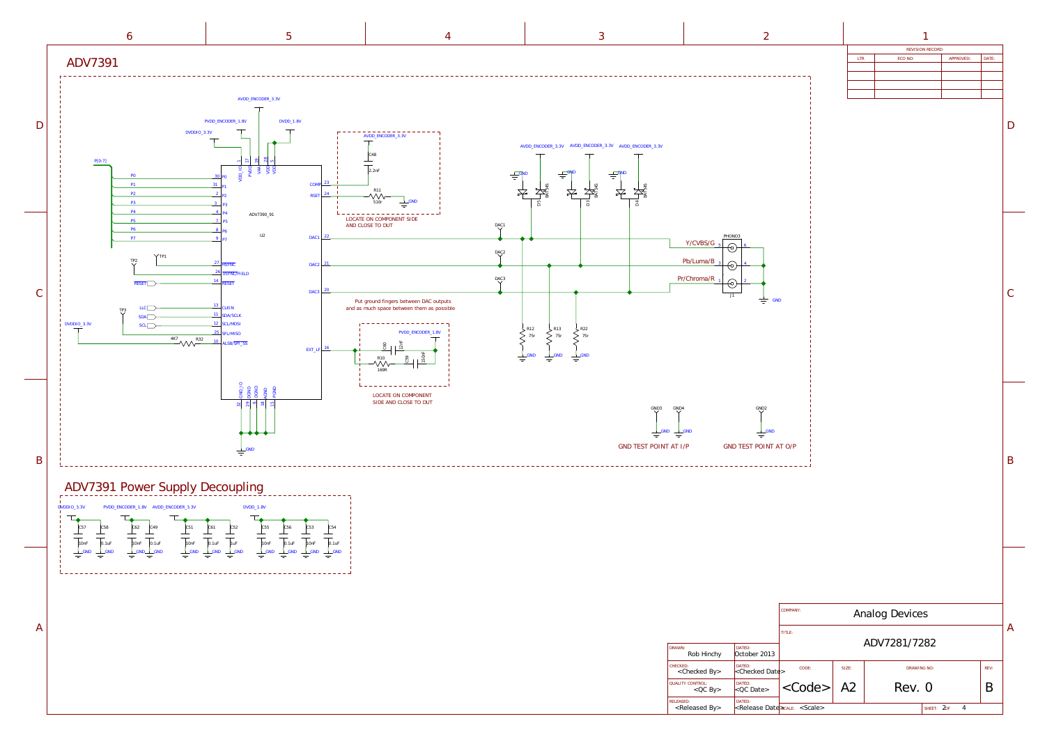# ADV7391

ADV7390_91

U2

| Pin | Name |
|---|---|
| 1 | VDD_IO |
| 17 | PVDD |
| 19 | VAA |
| 28 | VDD |
| 5 | VDD |
| 30 | P0 |
| 31 | P1 |
| 2 | P2 |
| 3 | P3 |
| 4 | P4 |
| 7 | P5 |
| 8 | P6 |
| 9 | P7 |
| 27 | HSYNC |
| 26 | VSYNC/FIELD |
| 14 | RESET |
| 13 | CLKIN |
| 11 | SDA/SCLK |
| 12 | SCL/MOSI |
| 25 | SFL/MISO |
| 10 | ALSB/SPI_SS |
| 23 | COMP |
| 24 | RSET |
| 22 | DAC1 |
| 21 | DAC2 |
| 20 | DAC3 |
| 16 | EXT_LF |
| 32 | GND_IO |
| 29 | DGND |
| 6 | DGND |
| 18 | AGND |
| 15 | PGND |

Power nets: DVDDIO_3.3V, PVDD_ENCODER_1.8V, AVDD_ENCODER_3.3V, DVDD_1.8V

P[0:7], TP1, TP2, TP3, RESET, LLC, SDA, SCL

R32 4K7 (DVDDIO_3.3V)

C48 2.2nF (AVDD_ENCODER_3.3V), R11 510r

LOCATE ON COMPONENT SIDE AND CLOSE TO DUT

C80 12nF, R10 169R, C79 150nF (PVDD_ENCODER_1.8V)

LOCATE ON COMPONENT SIDE AND CLOSE TO DUT

Put ground fingers between DAC outputs and as much space between them as possible

DAC1, DAC2, DAC3

D5, D3, D4 BAT54S (AVDD_ENCODER_3.3V)

R12 75r, R13 75r, R22 75r

PHONO3 J1: Y/CVBS/G, Pb/Luma/B, Pr/Chroma/R

GND3, GND4 — GND TEST POINT AT I/P

GND2 — GND TEST POINT AT O/P

# ADV7391 Power Supply Decoupling

| Supply | Capacitors |
|---|---|
| DVDDIO_3.3V | C57 10nF, C58 0.1uF |
| PVDD_ENCODER_1.8V | C62 10nF, C49 0.1uF |
| AVDD_ENCODER_3.3V | C51 10nF, C61 0.1uF, C52 1uF |
| DVDD_1.8V | C55 10nF, C56 0.1uF, C53 10nF, C54 0.1uF |

REVISION RECORD

| LTR | ECO NO: | APPROVED: | DATE: |
|---|---|---|---|
| | | | |

| | |
|---|---|
| COMPANY: | Analog Devices |
| TITLE: | ADV7281/7282 |
| DRAWN: Rob Hinchy | DATED: October 2013 |
| CHECKED: <Checked By> | DATED: <Checked Date> |
| QUALITY CONTROL: <QC By> | DATED: <QC Date> |
| RELEASED: <Released By> | DATED: <Release Date> |
| CODE: <Code> | SIZE: A2 |
| DRAWING NO: Rev. 0 | REV: B |
| SCALE: <Scale> | SHEET: 2 OF 4 |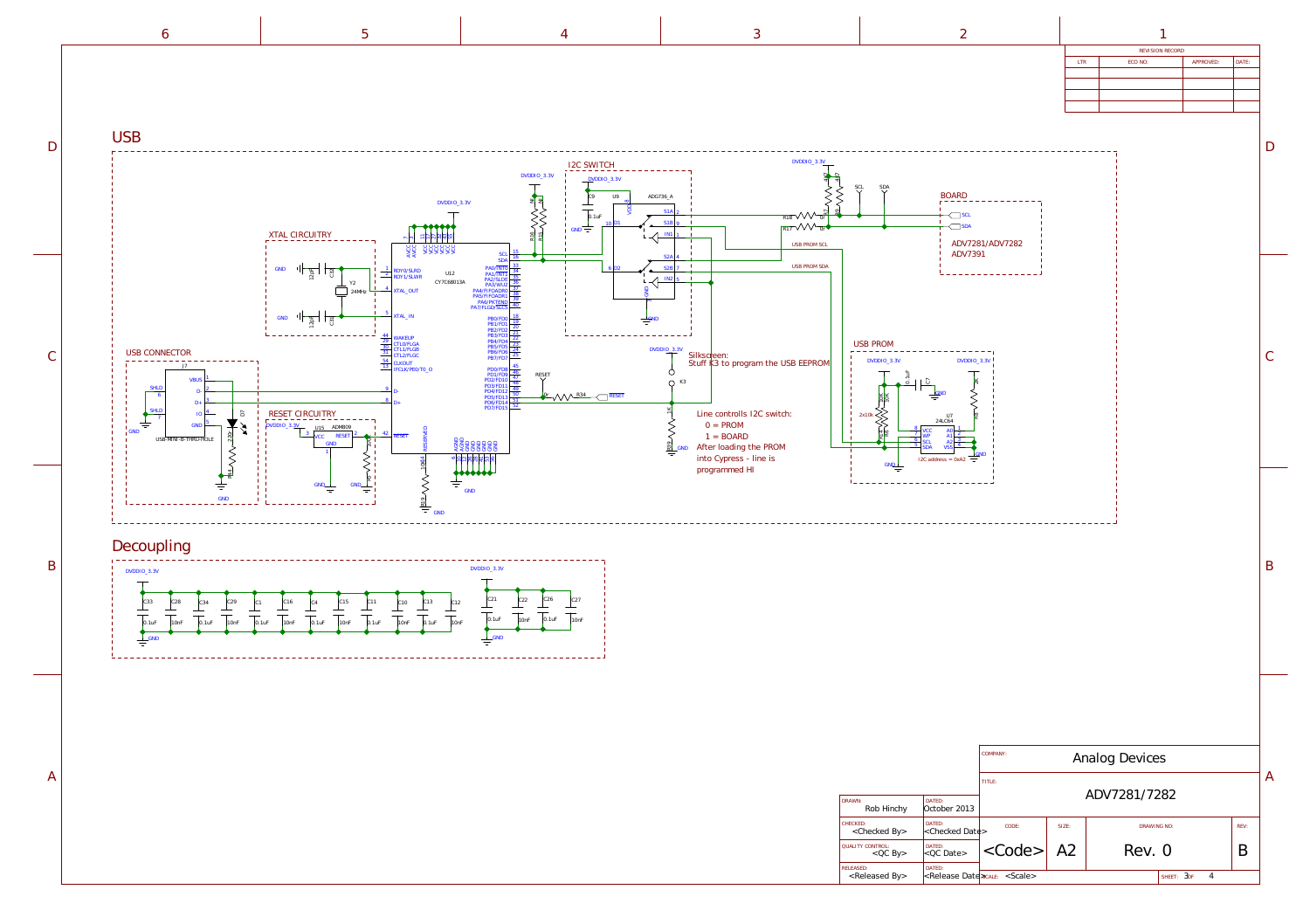## USB

### XTAL CIRCUITRY

GND, C24 12pF, Y2 24MHz, GND, C18 12pF

### I2C SWITCH

DVDDIO_3.3V, C9 0.1uF, U9 ADG736_A, D1, D2, S1A, S1B, IN1, S2A, S2B, IN2, VDD, GND

DVDDIO_3.3V, R16, R15

U12 CY7C68013A

DVDDIO_3.3V

SCL, SDA, PA0/INT0, PA1/INT1, PA2/SLOE, PA3/WU2, PA4/FIFOADR0, PA5/FIFOADR1, PA6/PKTEND, PA7/FLGD/SLCS

PB0/FD0, PB1/FD1, PB2/FD2, PB3/FD3, PB4/FD4, PB5/FD5, PB6/FD6, PB7/FD7

PD0/FD8, PD1/FD9, PD2/FD10, PD3/FD11, PD4/FD12, PD5/FD13, PD6/FD14, PD7/FD15

RDY0/SLRD, RDY1/SLWR, XTAL_OUT, XTAL_IN, WAKEUP, CTL0/FLGA, CTL1/FLGB, CTL2/FLGC, CLKOUT, IFCLK/PE0/T0_0, D-, D+, RESET, RESERVED

RESET, R34, RESET

### BOARD

SCL, SDA

ADV7281/ADV7282
ADV7391

DVDDIO_3.3V, R18, R17, SCL, SDA

USB PROM SCL

USB PROM SDA

### USB CONNECTOR

J7 USB-MINI-B-THRU-HOLE

VBUS, D-, D+, IO, GND, SHLD, GND

D7, R14 220

### RESET CIRCUITRY

DVDDIO_3.3V, U15 ADM809, VCC, RESET, GND

GND, GND

DVDDIO_3.3V, K3

Silkscreen:
Stuff K3 to program the USB EEPROM

Line controlls I2C switch:
0 = PROM
1 = BOARD
After loading the PROM into Cypress - line is programmed HI

### USB PROM

DVDDIO_3.3V, DVDDIO_3.3V

0.1uF, GND

2x10k

U7 24LC64

VCC, WP, SCL, SDA, A0, A1, A2, VSS

I2C address = 0xA2

GND

## Decoupling

DVDDIO_3.3V

C33 0.1uF, C28 10nF, C34 0.1uF, C29 10nF, C1 0.1uF, C16 10nF, C4 0.1uF, C15 10nF, C11 0.1uF, C10 10nF, C13 0.1uF, C12 10nF

GND

DVDDIO_3.3V

C21 0.1uF, C22 10nF, C26 0.1uF, C27 10nF

GND

| | | | |
|---|---|---|---|
| COMPANY: | Analog Devices | | |
| TITLE: | ADV7281/7282 | | |
| DRAWN: Rob Hinchy | DATED: October 2013 | | |
| CHECKED: <Checked By> | DATED: <Checked Date> | | |
| QUALITY CONTROL: <QC By> | DATED: <QC Date> | CODE: <Code> | SIZE: A2 | DRAWING NO: Rev. 0 | REV: B |
| RELEASED: <Released By> | DATED: <Release Date> | SCALE: <Scale> | SHEET: 3 OF 4 |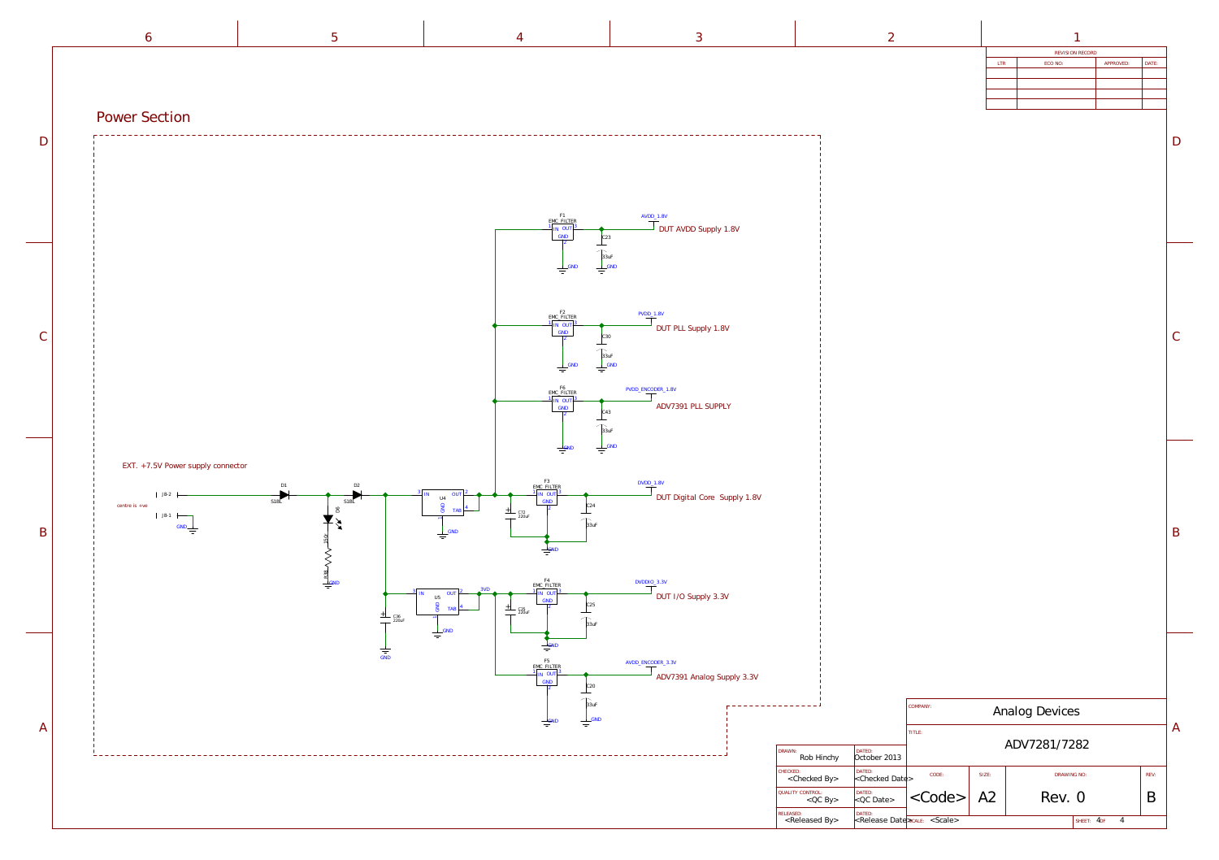# Power Section

EXT. +7.5V Power supply connector

centre is +ve

J8-2
J8-1
GND

D1 S1BL
D2 S1BL
D6
150R R38
GND

U4
IN OUT TAB GND
C72 220uF

U5
IN OUT TAB GND
3VD
C36 220uF
C35 220uF

F1 EMC_FILTER — AVDD_1.8V — DUT AVDD Supply 1.8V — C23 33uF

F2 EMC_FILTER — PVDD_1.8V — DUT PLL Supply 1.8V — C30 33uF

F6 EMC_FILTER — PVDD_ENCODER_1.8V — ADV7391 PLL SUPPLY — C43 33uF

F3 EMC_FILTER — DVDD_1.8V — DUT Digital Core Supply 1.8V — C24 33uF

F4 EMC_FILTER — DVDDIO_3.3V — DUT I/O Supply 3.3V — C25 33uF

F5 EMC_FILTER — AVDD_ENCODER_3.3V — ADV7391 Analog Supply 3.3V — C20 33uF

REVISION RECORD

| LTR | ECO NO: | APPROVED: | DATE: |
|---|---|---|---|
| | | | |

| | | | |
|---|---|---|---|
| DRAWN: Rob Hinchy | DATED: October 2013 | COMPANY: Analog Devices | |
| CHECKED: <Checked By> | DATED: <Checked Date> | TITLE: ADV7281/7282 | |
| QUALITY CONTROL: <QC By> | DATED: <QC Date> | CODE: <Code> SIZE: A2 | DRAWING NO: Rev. 0 REV: B |
| RELEASED: <Released By> | DATED: <Release Date> | SCALE: <Scale> | SHEET: 4 OF 4 |